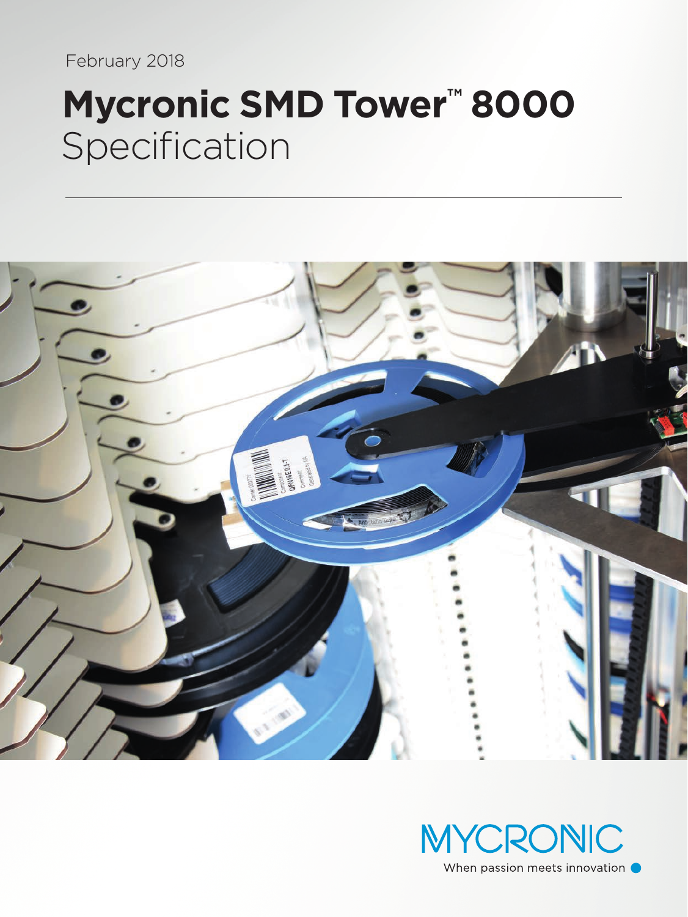February 2018

# Mycronic SMD Tower™ 8000
Specification

MYCRONIC

When passion meets innovation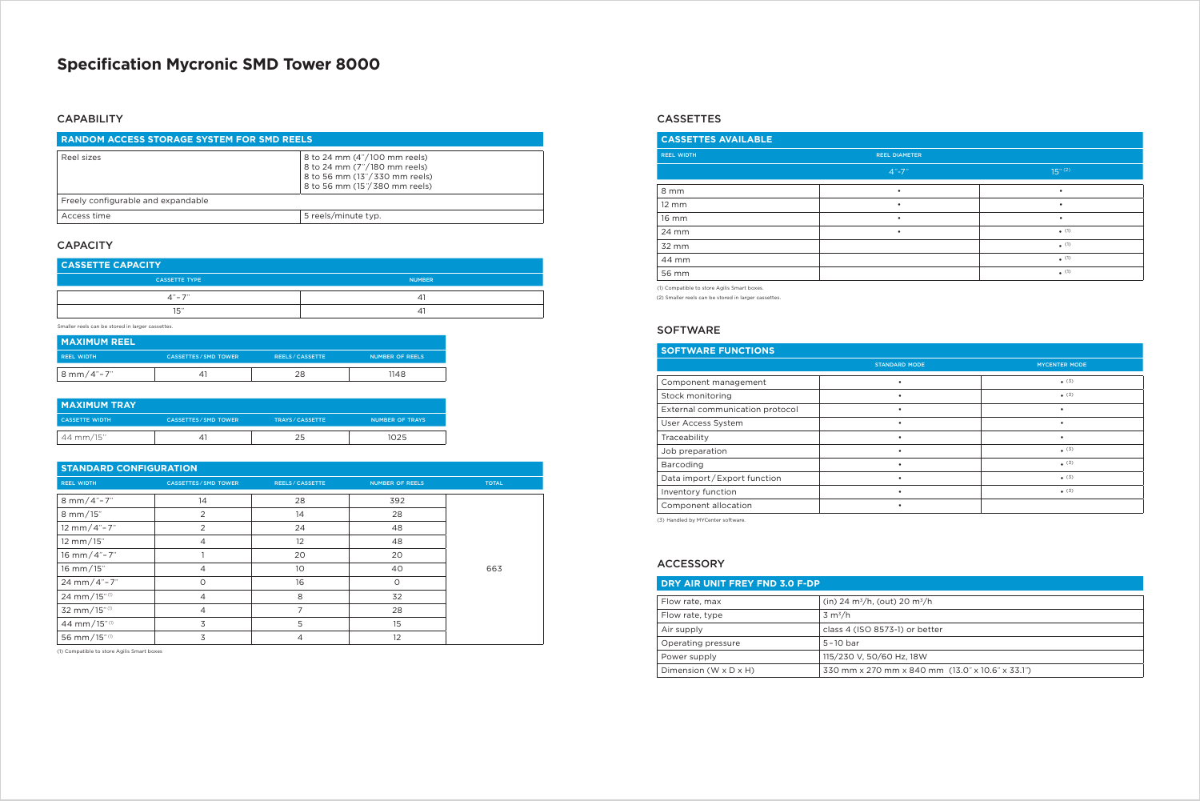# Specification Mycronic SMD Tower 8000

## CAPABILITY

| RANDOM ACCESS STORAGE SYSTEM FOR SMD REELS | |
|---|---|
| Reel sizes | 8 to 24 mm (4"/100 mm reels)<br>8 to 24 mm (7"/180 mm reels)<br>8 to 56 mm (13"/330 mm reels)<br>8 to 56 mm (15"/380 mm reels) |
| Freely configurable and expandable | |
| Access time | 5 reels/minute typ. |

## CAPACITY

| CASSETTE CAPACITY | |
|---|---|
| CASSETTE TYPE | NUMBER |
| 4"–7" | 41 |
| 15" | 41 |

Smaller reels can be stored in larger cassettes.

| MAXIMUM REEL | | | |
|---|---|---|---|
| REEL WIDTH | CASSETTES / SMD TOWER | REELS / CASSETTE | NUMBER OF REELS |
| 8 mm/4"–7" | 41 | 28 | 1148 |

| MAXIMUM TRAY | | | |
|---|---|---|---|
| CASSETTE WIDTH | CASSETTES / SMD TOWER | TRAYS / CASSETTE | NUMBER OF TRAYS |
| 44 mm/15" | 41 | 25 | 1025 |

| STANDARD CONFIGURATION | | | | |
|---|---|---|---|---|
| REEL WIDTH | CASSETTES / SMD TOWER | REELS / CASSETTE | NUMBER OF REELS | TOTAL |
| 8 mm/4"–7" | 14 | 28 | 392 | 663 |
| 8 mm/15" | 2 | 14 | 28 | |
| 12 mm/4"–7" | 2 | 24 | 48 | |
| 12 mm/15" | 4 | 12 | 48 | |
| 16 mm/4"–7" | 1 | 20 | 20 | |
| 16 mm/15" | 4 | 10 | 40 | |
| 24 mm/4"–7" | 0 | 16 | 0 | |
| 24 mm/15" (1) | 4 | 8 | 32 | |
| 32 mm/15" (1) | 4 | 7 | 28 | |
| 44 mm/15" (1) | 3 | 5 | 15 | |
| 56 mm/15" (1) | 3 | 4 | 12 | |

(1) Compatible to store Agilis Smart boxes

## CASSETTES

| CASSETTES AVAILABLE | | |
|---|---|---|
| REEL WIDTH | REEL DIAMETER | |
| | 4"-7" | 15" (2) |
| 8 mm | • | • |
| 12 mm | • | • |
| 16 mm | • | • |
| 24 mm | • | • (1) |
| 32 mm | | • (1) |
| 44 mm | | • (1) |
| 56 mm | | • (1) |

(1) Compatible to store Agilis Smart boxes.

(2) Smaller reels can be stored in larger cassettes.

## SOFTWARE

| SOFTWARE FUNCTIONS | | |
|---|---|---|
| | STANDARD MODE | MYCENTER MODE |
| Component management | • | • (3) |
| Stock monitoring | • | • (3) |
| External communication protocol | • | • |
| User Access System | • | • |
| Traceability | • | • |
| Job preparation | • | • (3) |
| Barcoding | • | • (3) |
| Data import/Export function | • | • (3) |
| Inventory function | • | • (3) |
| Component allocation | • | |

(3) Handled by MYCenter software.

## ACCESSORY

| DRY AIR UNIT FREY FND 3.0 F-DP | |
|---|---|
| Flow rate, max | (in) 24 $m^3$/h, (out) 20 $m^3$/h |
| Flow rate, type | 3 $m^3$/h |
| Air supply | class 4 (ISO 8573-1) or better |
| Operating pressure | 5–10 bar |
| Power supply | 115/230 V, 50/60 Hz, 18W |
| Dimension (W x D x H) | 330 mm x 270 mm x 840 mm (13.0" x 10.6" x 33.1") |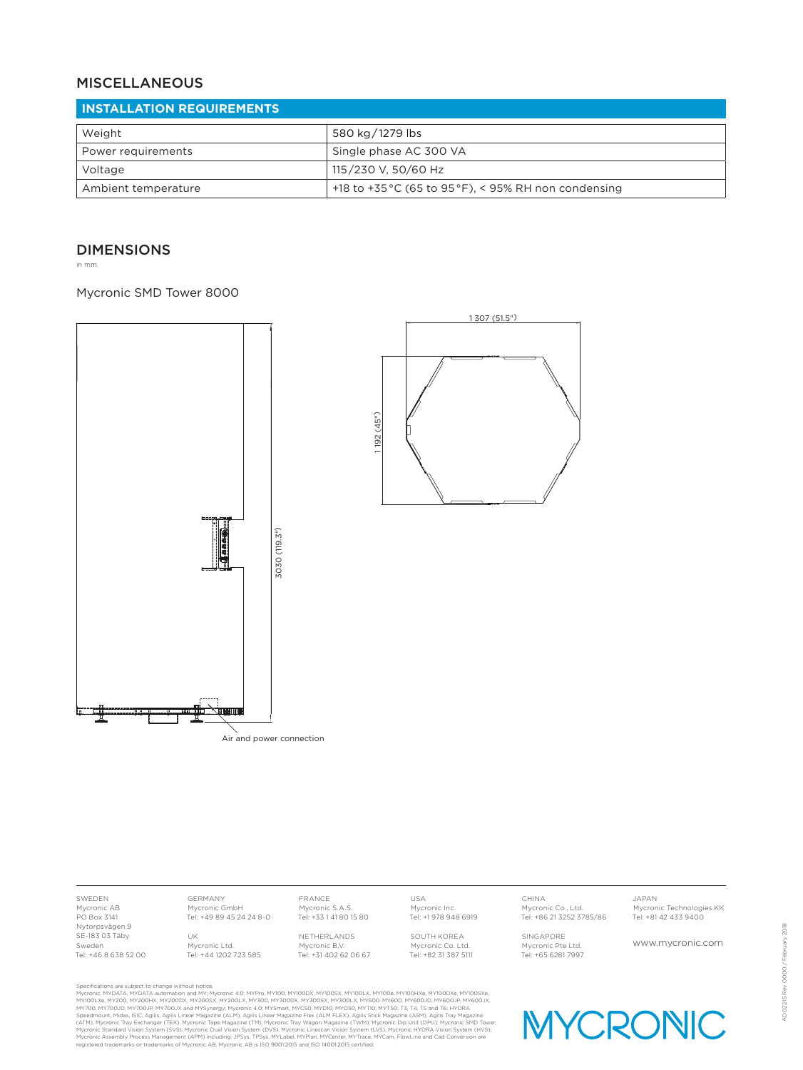## MISCELLANEOUS

| INSTALLATION REQUIREMENTS | |
|---|---|
| Weight | 580 kg/1279 lbs |
| Power requirements | Single phase AC 300 VA |
| Voltage | 115/230 V, 50/60 Hz |
| Ambient temperature | +18 to +35°C (65 to 95°F), < 95% RH non condensing |

## DIMENSIONS

in mm.

Mycronic SMD Tower 8000

3030 (119.3")

Air and power connection

1 307 (51.5")

1 192 (45")

SWEDEN
Mycronic AB
PO Box 3141
Nytorpsvägen 9
SE-183 03 Täby
Sweden
Tel: +46 8 638 52 00

GERMANY
Mycronic GmbH
Tel: +49 89 45 24 24 8-0

UK
Mycronic Ltd.
Tel: +44 1202 723 585

FRANCE
Mycronic S.A.S.
Tel: +33 1 41 80 15 80

NETHERLANDS
Mycronic B.V.
Tel: +31 402 62 06 67

USA
Mycronic Inc.
Tel: +1 978 948 6919

SOUTH KOREA
Mycronic Co. Ltd.
Tel: +82 31 387 5111

CHINA
Mycronic Co., Ltd.
Tel: +86 21 3252 3785/86

SINGAPORE
Mycronic Pte Ltd.
Tel: +65 6281 7997

JAPAN
Mycronic Technologies KK
Tel: +81 42 433 9400

www.mycronic.com

Specifications are subject to change without notice.
Mycronic, MYDATA, MYDATA automation and MY; Mycronic 4.0; MYPro, MY100, MY100DX, MY100SX, MY100LX, MY100e, MY100HXe, MY100DXe, MY100SXe, MY100LXe, MY200, MY200HX, MY200DX, MY200SX, MY200LX, MY300, MY300DX, MY300SX, MY300LX, MY500, MY600, MY600JD, MY600JP, MY600JX, MY700, MY700JD, MY700JP, MY700JX and MYSynergy; Mycronic 4.0; MYSmart, MYC50, MYD10, MYD50, MYT10, MYT50; T3, T4, T5 and T6; HYDRA Speedmount, Midas, ISIC; Agilis, Agilis Linear Magazine (ALM), Agilis Linear Magazine Flex (ALM FLEX), Agilis Stick Magazine (ASM), Agilis Tray Magazine (ATM), Mycronic Tray Exchanger (TEX), Mycronic Tape Magazine (TM), Mycronic Tray Wagon Magazine (TWM); Mycronic Dip Unit (DPU); Mycronic SMD Tower; Mycronic Standard Vision System (SVS), Mycronic Dual Vision System (DVS), Mycronic Linescan Vision System (LVS); Mycronic HYDRA Vision System (HVS); Mycronic Assembly Process Management (APM) including: JPSys, TPSys, MYLabel, MYPlan, MYCenter, MYTrace, MYCam, FlowLine and Cad Conversion are registered trademarks or trademarks of Mycronic AB. Mycronic AB is ISO 9001:2015 and ISO 14001:2015 certified.

MYCRONIC

AD02215 Rev 0000 / February 2018